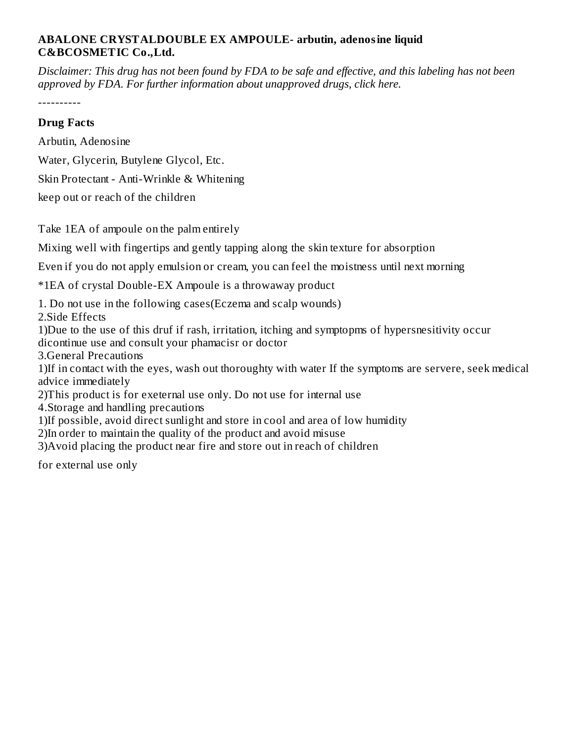**ABALONE CRYSTALDOUBLE EX AMPOULE- arbutin, adenosine liquid**
**C&BCOSMETIC Co.,Ltd.**

*Disclaimer: This drug has not been found by FDA to be safe and effective, and this labeling has not been approved by FDA. For further information about unapproved drugs, click here.*

----------

**Drug Facts**

Arbutin, Adenosine

Water, Glycerin, Butylene Glycol, Etc.

Skin Protectant - Anti-Wrinkle & Whitening

keep out or reach of the children

Take 1EA of ampoule on the palm entirely

Mixing well with fingertips and gently tapping along the skin texture for absorption

Even if you do not apply emulsion or cream, you can feel the moistness until next morning

*1EA of crystal Double-EX Ampoule is a throwaway product

1. Do not use in the following cases(Eczema and scalp wounds)
2.Side Effects
1)Due to the use of this druf if rash, irritation, itching and symptopms of hypersnesitivity occur dicontinue use and consult your phamacisr or doctor
3.General Precautions
1)If in contact with the eyes, wash out thoroughty with water If the symptoms are servere, seek medical advice immediately
2)This product is for exeternal use only. Do not use for internal use
4.Storage and handling precautions
1)If possible, avoid direct sunlight and store in cool and area of low humidity
2)In order to maintain the quality of the product and avoid misuse
3)Avoid placing the product near fire and store out in reach of children

for external use only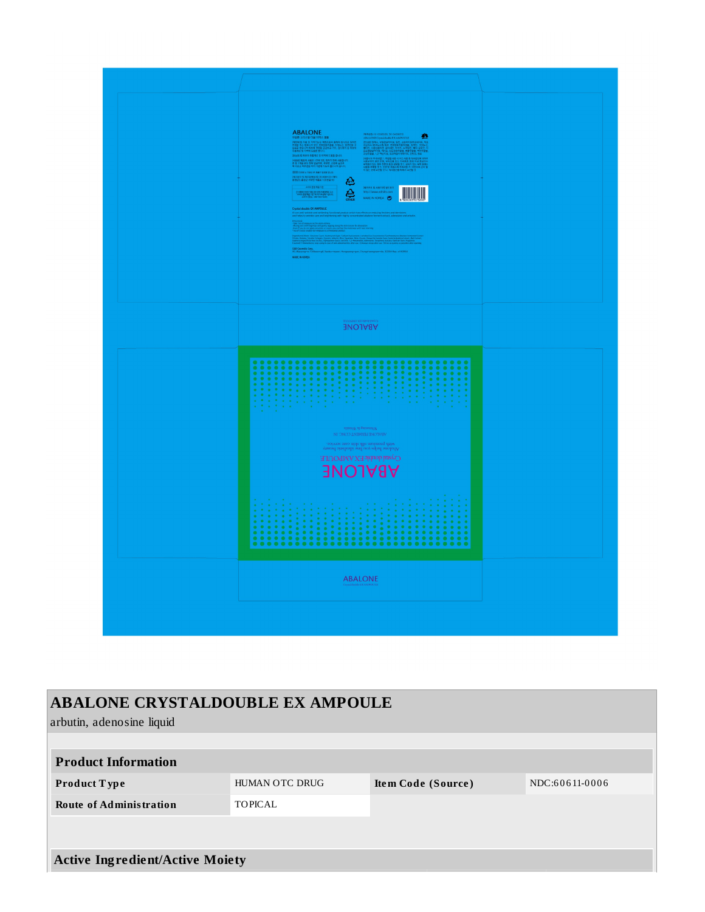## ABALONE CRYSTALDOUBLE EX AMPOULE

arbutin, adenosine liquid

| Product Information | | | |
|---|---|---|---|
| **Product Type** | HUMAN OTC DRUG | **Item Code (Source)** | NDC:60611-0006 |
| **Route of Administration** | TOPICAL | | |

| Active Ingredient/Active Moiety |
|---|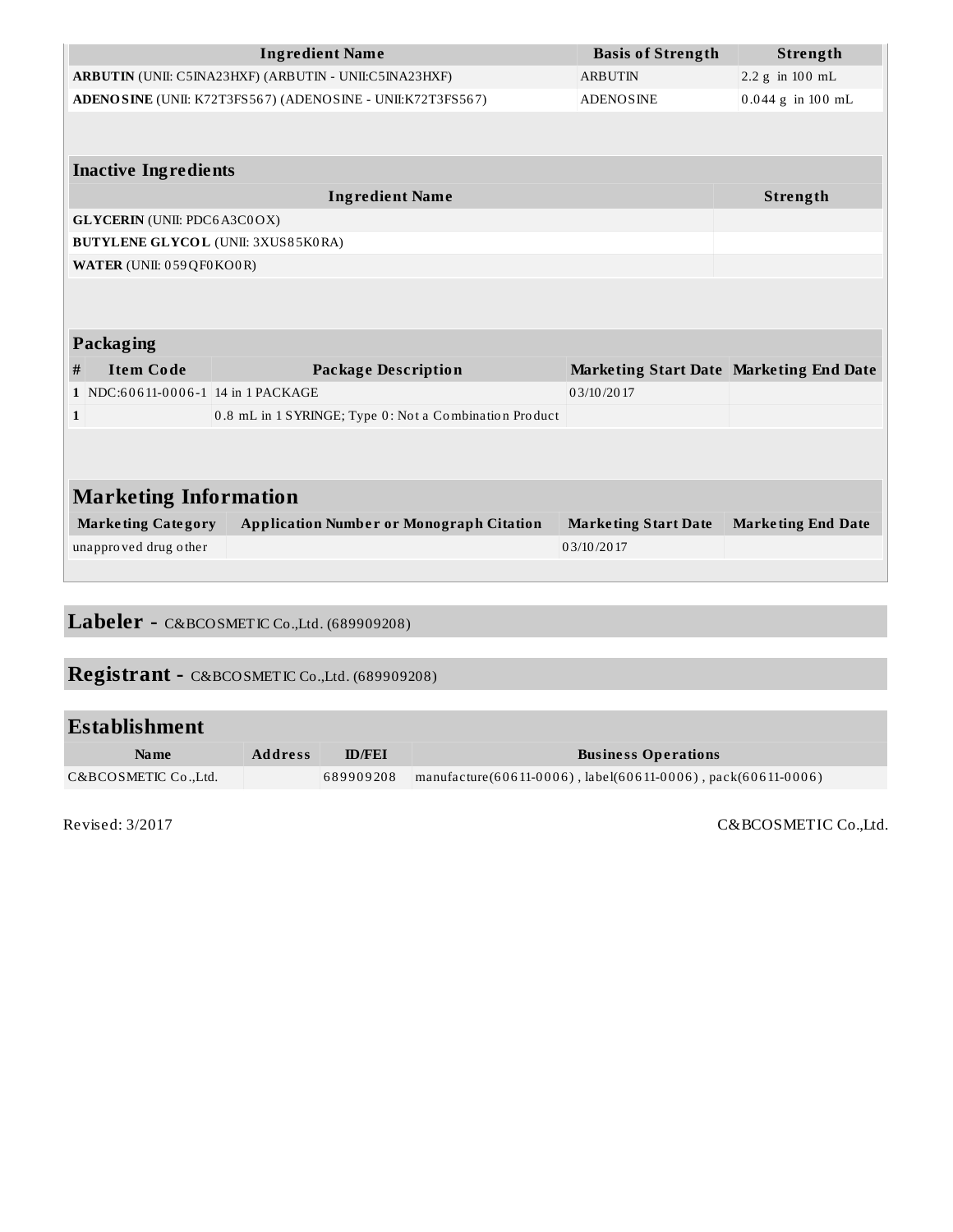| Ingredient Name | Basis of Strength | Strength |
|---|---|---|
| **ARBUTIN** (UNII: C5INA23HXF) (ARBUTIN - UNII:C5INA23HXF) | ARBUTIN | 2.2 g in 100 mL |
| **ADENOSINE** (UNII: K72T3FS567) (ADENOSINE - UNII:K72T3FS567) | ADENOSINE | 0.044 g in 100 mL |

### Inactive Ingredients

| Ingredient Name | Strength |
|---|---|
| **GLYCERIN** (UNII: PDC6A3C0OX) | |
| **BUTYLENE GLYCOL** (UNII: 3XUS85K0RA) | |
| **WATER** (UNII: 059QF0KO0R) | |

### Packaging

| # | Item Code | Package Description | Marketing Start Date | Marketing End Date |
|---|---|---|---|---|
| 1 | NDC:60611-0006-1 | 14 in 1 PACKAGE | 03/10/2017 | |
| 1 | | 0.8 mL in 1 SYRINGE; Type 0: Not a Combination Product | | |

## Marketing Information

| Marketing Category | Application Number or Monograph Citation | Marketing Start Date | Marketing End Date |
|---|---|---|---|
| unapproved drug other | | 03/10/2017 | |

## Labeler - C&BCOSMETIC Co.,Ltd. (689909208)

## Registrant - C&BCOSMETIC Co.,Ltd. (689909208)

## Establishment

| Name | Address | ID/FEI | Business Operations |
|---|---|---|---|
| C&BCOSMETIC Co.,Ltd. | | 689909208 | manufacture(60611-0006) , label(60611-0006) , pack(60611-0006) |

Revised: 3/2017

C&BCOSMETIC Co.,Ltd.